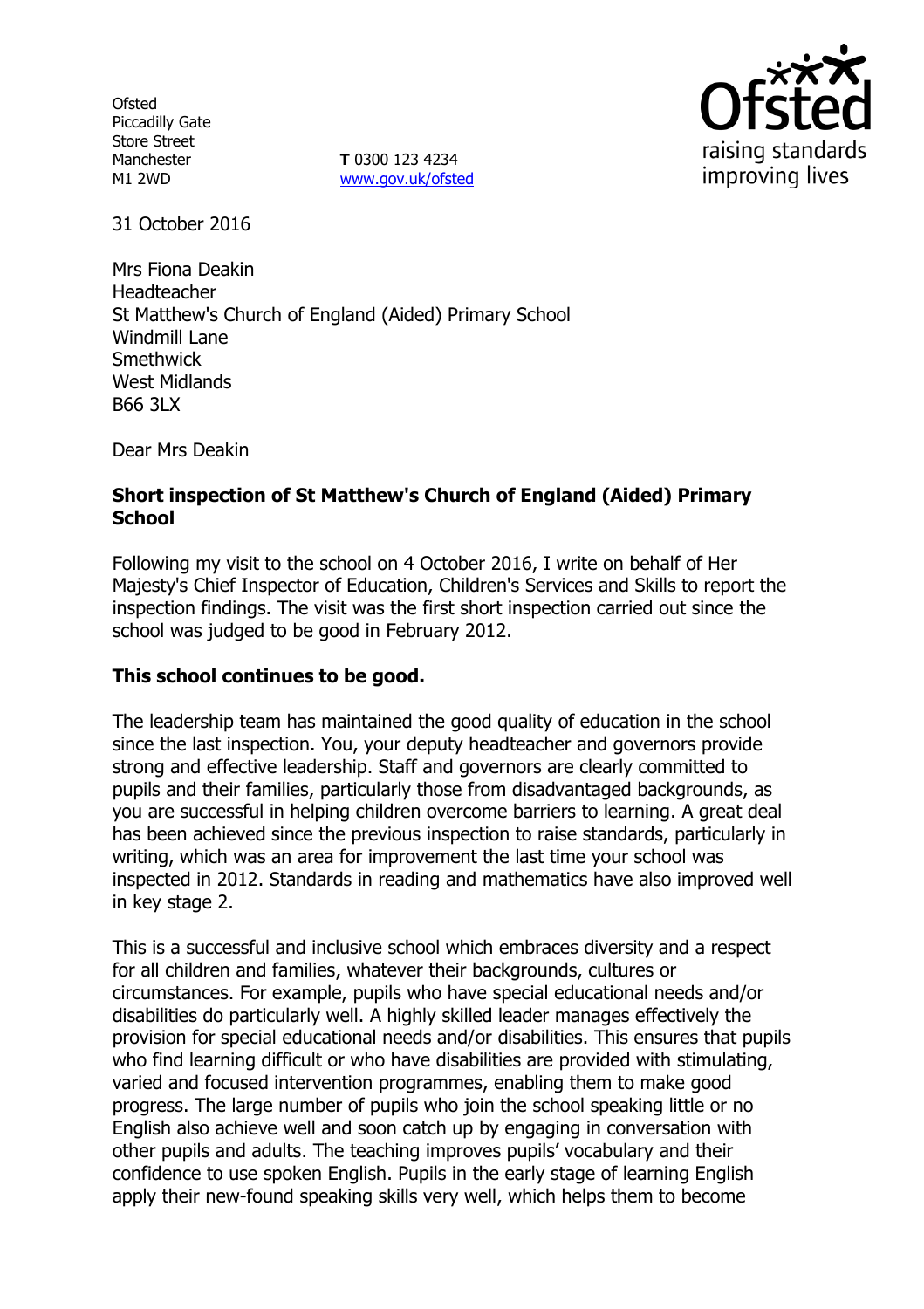Ofsted
Piccadilly Gate
Store Street
Manchester
M1 2WD

**T** 0300 123 4234
www.gov.uk/ofsted

31 October 2016

Mrs Fiona Deakin
Headteacher
St Matthew's Church of England (Aided) Primary School
Windmill Lane
Smethwick
West Midlands
B66 3LX

Dear Mrs Deakin

**Short inspection of St Matthew's Church of England (Aided) Primary School**

Following my visit to the school on 4 October 2016, I write on behalf of Her Majesty's Chief Inspector of Education, Children's Services and Skills to report the inspection findings. The visit was the first short inspection carried out since the school was judged to be good in February 2012.

**This school continues to be good.**

The leadership team has maintained the good quality of education in the school since the last inspection. You, your deputy headteacher and governors provide strong and effective leadership. Staff and governors are clearly committed to pupils and their families, particularly those from disadvantaged backgrounds, as you are successful in helping children overcome barriers to learning. A great deal has been achieved since the previous inspection to raise standards, particularly in writing, which was an area for improvement the last time your school was inspected in 2012. Standards in reading and mathematics have also improved well in key stage 2.

This is a successful and inclusive school which embraces diversity and a respect for all children and families, whatever their backgrounds, cultures or circumstances. For example, pupils who have special educational needs and/or disabilities do particularly well. A highly skilled leader manages effectively the provision for special educational needs and/or disabilities. This ensures that pupils who find learning difficult or who have disabilities are provided with stimulating, varied and focused intervention programmes, enabling them to make good progress. The large number of pupils who join the school speaking little or no English also achieve well and soon catch up by engaging in conversation with other pupils and adults. The teaching improves pupils' vocabulary and their confidence to use spoken English. Pupils in the early stage of learning English apply their new-found speaking skills very well, which helps them to become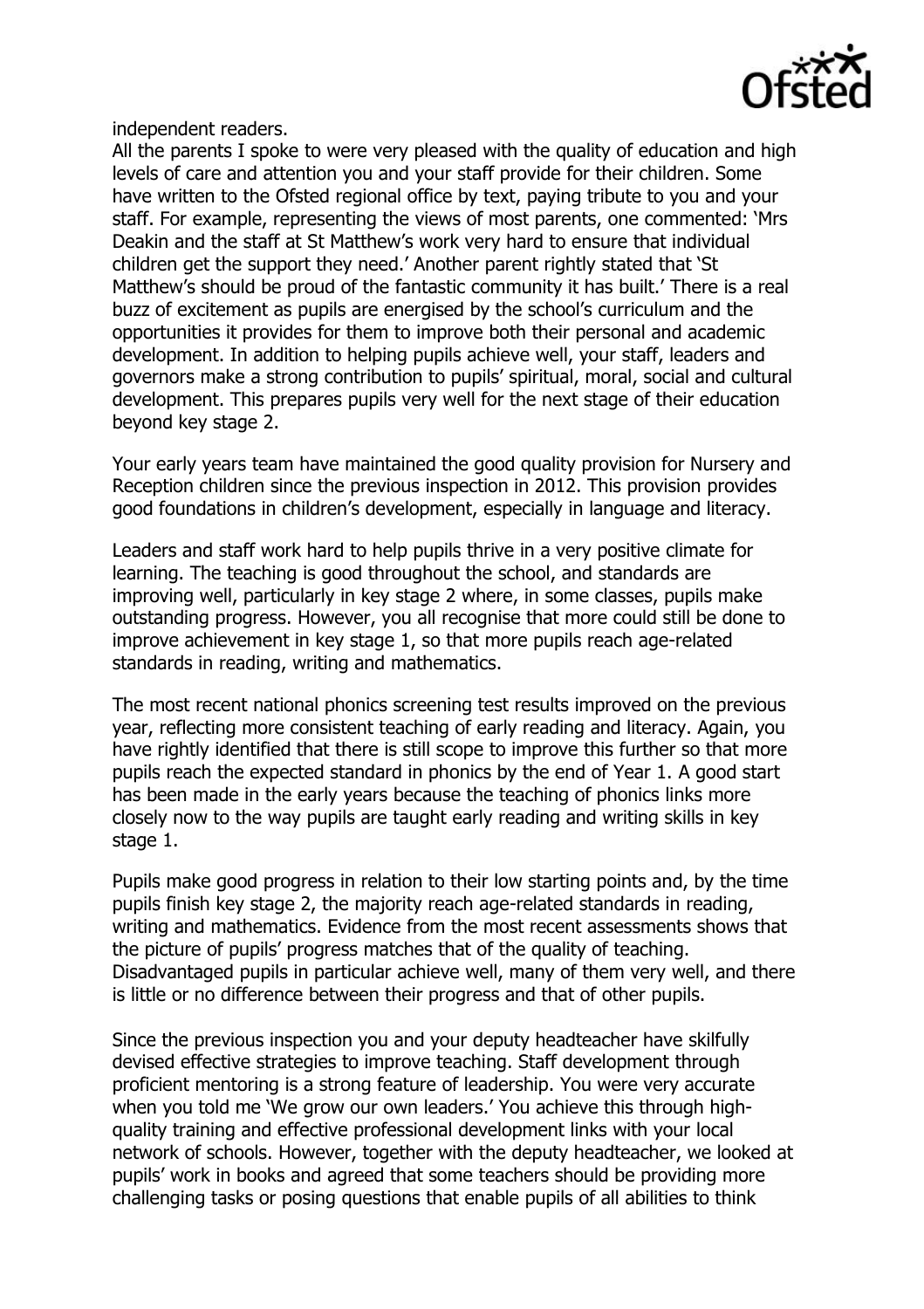independent readers.

All the parents I spoke to were very pleased with the quality of education and high levels of care and attention you and your staff provide for their children. Some have written to the Ofsted regional office by text, paying tribute to you and your staff. For example, representing the views of most parents, one commented: 'Mrs Deakin and the staff at St Matthew's work very hard to ensure that individual children get the support they need.' Another parent rightly stated that 'St Matthew's should be proud of the fantastic community it has built.' There is a real buzz of excitement as pupils are energised by the school's curriculum and the opportunities it provides for them to improve both their personal and academic development. In addition to helping pupils achieve well, your staff, leaders and governors make a strong contribution to pupils' spiritual, moral, social and cultural development. This prepares pupils very well for the next stage of their education beyond key stage 2.

Your early years team have maintained the good quality provision for Nursery and Reception children since the previous inspection in 2012. This provision provides good foundations in children's development, especially in language and literacy.

Leaders and staff work hard to help pupils thrive in a very positive climate for learning. The teaching is good throughout the school, and standards are improving well, particularly in key stage 2 where, in some classes, pupils make outstanding progress. However, you all recognise that more could still be done to improve achievement in key stage 1, so that more pupils reach age-related standards in reading, writing and mathematics.

The most recent national phonics screening test results improved on the previous year, reflecting more consistent teaching of early reading and literacy. Again, you have rightly identified that there is still scope to improve this further so that more pupils reach the expected standard in phonics by the end of Year 1. A good start has been made in the early years because the teaching of phonics links more closely now to the way pupils are taught early reading and writing skills in key stage 1.

Pupils make good progress in relation to their low starting points and, by the time pupils finish key stage 2, the majority reach age-related standards in reading, writing and mathematics. Evidence from the most recent assessments shows that the picture of pupils' progress matches that of the quality of teaching. Disadvantaged pupils in particular achieve well, many of them very well, and there is little or no difference between their progress and that of other pupils.

Since the previous inspection you and your deputy headteacher have skilfully devised effective strategies to improve teaching. Staff development through proficient mentoring is a strong feature of leadership. You were very accurate when you told me 'We grow our own leaders.' You achieve this through high-quality training and effective professional development links with your local network of schools. However, together with the deputy headteacher, we looked at pupils' work in books and agreed that some teachers should be providing more challenging tasks or posing questions that enable pupils of all abilities to think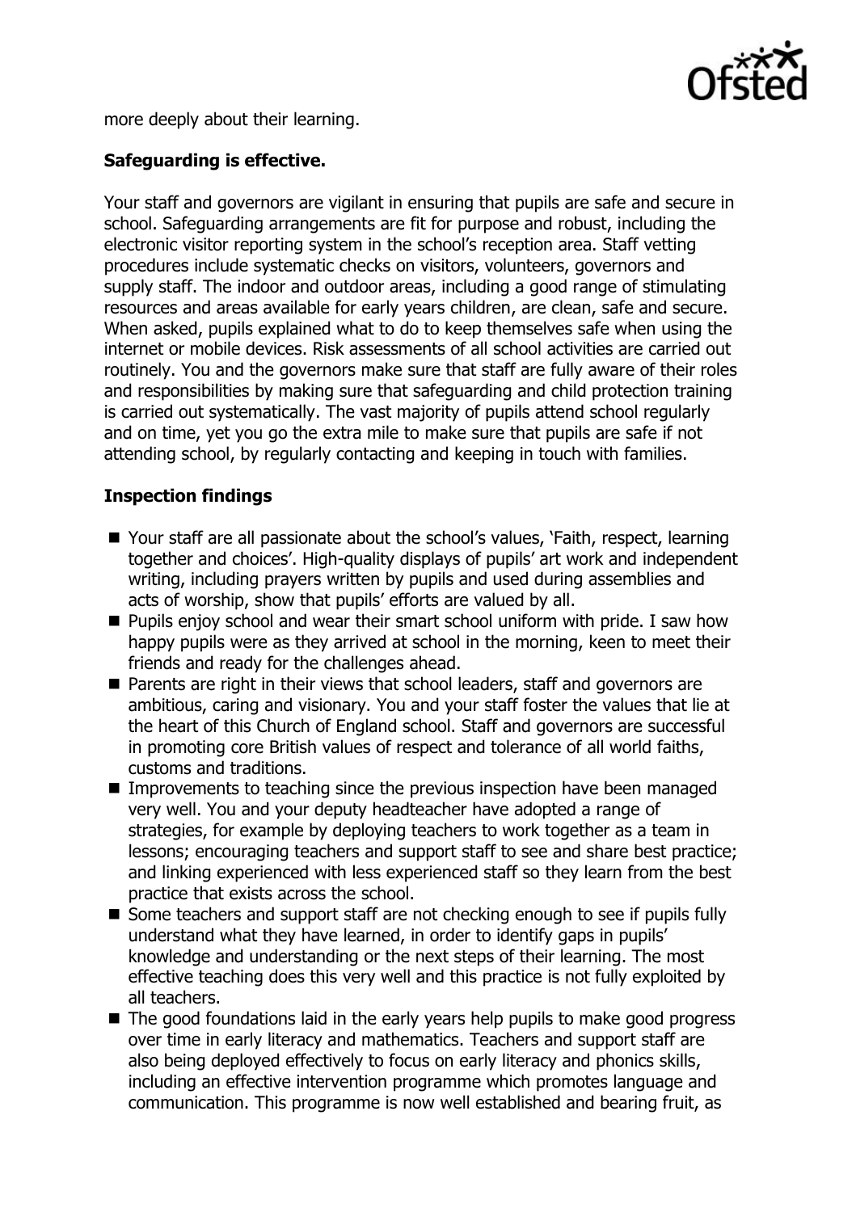more deeply about their learning.

**Safeguarding is effective.**

Your staff and governors are vigilant in ensuring that pupils are safe and secure in school. Safeguarding arrangements are fit for purpose and robust, including the electronic visitor reporting system in the school's reception area. Staff vetting procedures include systematic checks on visitors, volunteers, governors and supply staff. The indoor and outdoor areas, including a good range of stimulating resources and areas available for early years children, are clean, safe and secure. When asked, pupils explained what to do to keep themselves safe when using the internet or mobile devices. Risk assessments of all school activities are carried out routinely. You and the governors make sure that staff are fully aware of their roles and responsibilities by making sure that safeguarding and child protection training is carried out systematically. The vast majority of pupils attend school regularly and on time, yet you go the extra mile to make sure that pupils are safe if not attending school, by regularly contacting and keeping in touch with families.

**Inspection findings**

- Your staff are all passionate about the school's values, 'Faith, respect, learning together and choices'. High-quality displays of pupils' art work and independent writing, including prayers written by pupils and used during assemblies and acts of worship, show that pupils' efforts are valued by all.
- Pupils enjoy school and wear their smart school uniform with pride. I saw how happy pupils were as they arrived at school in the morning, keen to meet their friends and ready for the challenges ahead.
- Parents are right in their views that school leaders, staff and governors are ambitious, caring and visionary. You and your staff foster the values that lie at the heart of this Church of England school. Staff and governors are successful in promoting core British values of respect and tolerance of all world faiths, customs and traditions.
- Improvements to teaching since the previous inspection have been managed very well. You and your deputy headteacher have adopted a range of strategies, for example by deploying teachers to work together as a team in lessons; encouraging teachers and support staff to see and share best practice; and linking experienced with less experienced staff so they learn from the best practice that exists across the school.
- Some teachers and support staff are not checking enough to see if pupils fully understand what they have learned, in order to identify gaps in pupils' knowledge and understanding or the next steps of their learning. The most effective teaching does this very well and this practice is not fully exploited by all teachers.
- The good foundations laid in the early years help pupils to make good progress over time in early literacy and mathematics. Teachers and support staff are also being deployed effectively to focus on early literacy and phonics skills, including an effective intervention programme which promotes language and communication. This programme is now well established and bearing fruit, as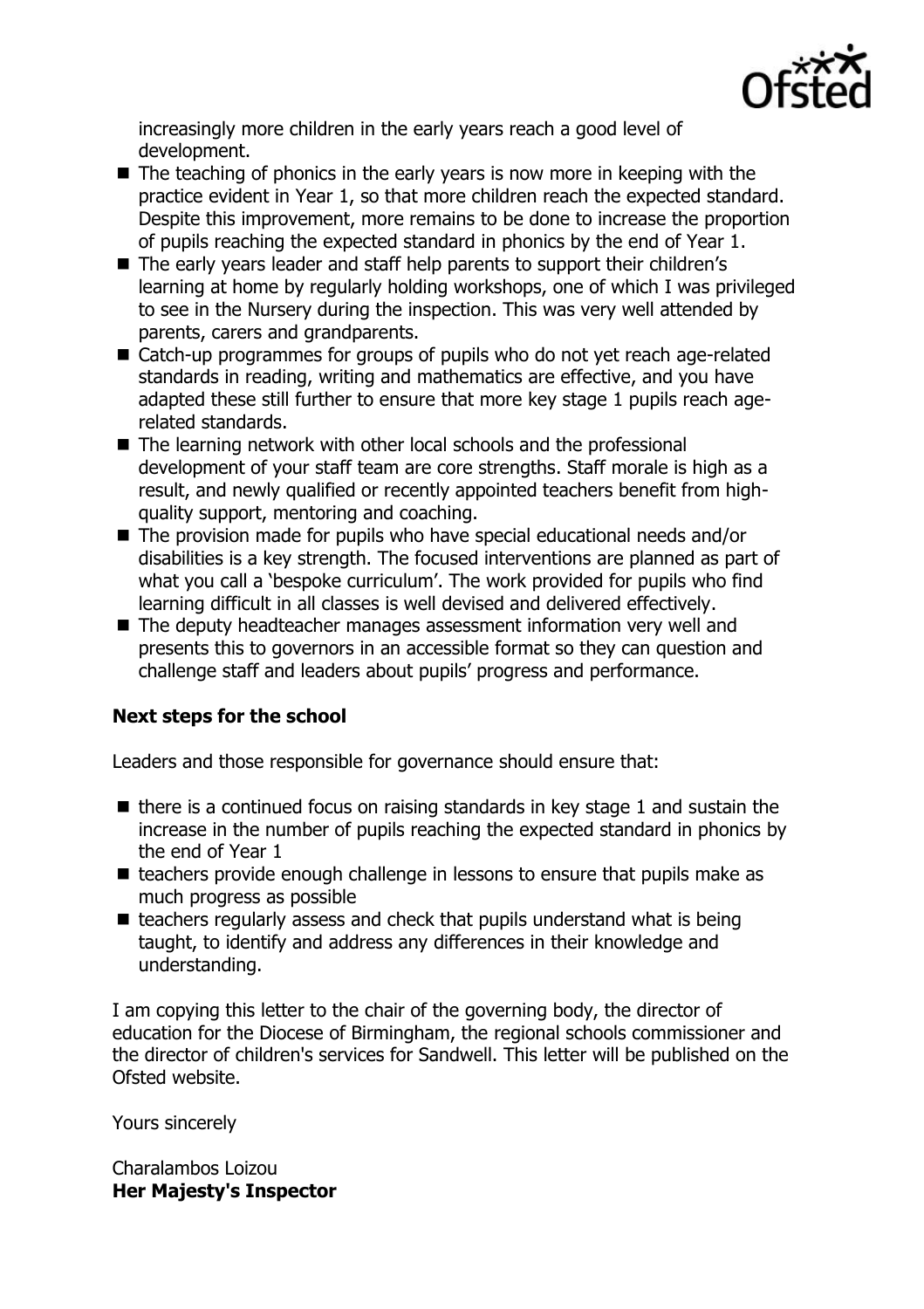increasingly more children in the early years reach a good level of development.

- The teaching of phonics in the early years is now more in keeping with the practice evident in Year 1, so that more children reach the expected standard. Despite this improvement, more remains to be done to increase the proportion of pupils reaching the expected standard in phonics by the end of Year 1.
- The early years leader and staff help parents to support their children's learning at home by regularly holding workshops, one of which I was privileged to see in the Nursery during the inspection. This was very well attended by parents, carers and grandparents.
- Catch-up programmes for groups of pupils who do not yet reach age-related standards in reading, writing and mathematics are effective, and you have adapted these still further to ensure that more key stage 1 pupils reach age-related standards.
- The learning network with other local schools and the professional development of your staff team are core strengths. Staff morale is high as a result, and newly qualified or recently appointed teachers benefit from high-quality support, mentoring and coaching.
- The provision made for pupils who have special educational needs and/or disabilities is a key strength. The focused interventions are planned as part of what you call a 'bespoke curriculum'. The work provided for pupils who find learning difficult in all classes is well devised and delivered effectively.
- The deputy headteacher manages assessment information very well and presents this to governors in an accessible format so they can question and challenge staff and leaders about pupils' progress and performance.

**Next steps for the school**

Leaders and those responsible for governance should ensure that:

- there is a continued focus on raising standards in key stage 1 and sustain the increase in the number of pupils reaching the expected standard in phonics by the end of Year 1
- teachers provide enough challenge in lessons to ensure that pupils make as much progress as possible
- teachers regularly assess and check that pupils understand what is being taught, to identify and address any differences in their knowledge and understanding.

I am copying this letter to the chair of the governing body, the director of education for the Diocese of Birmingham, the regional schools commissioner and the director of children's services for Sandwell. This letter will be published on the Ofsted website.

Yours sincerely

Charalambos Loizou
**Her Majesty's Inspector**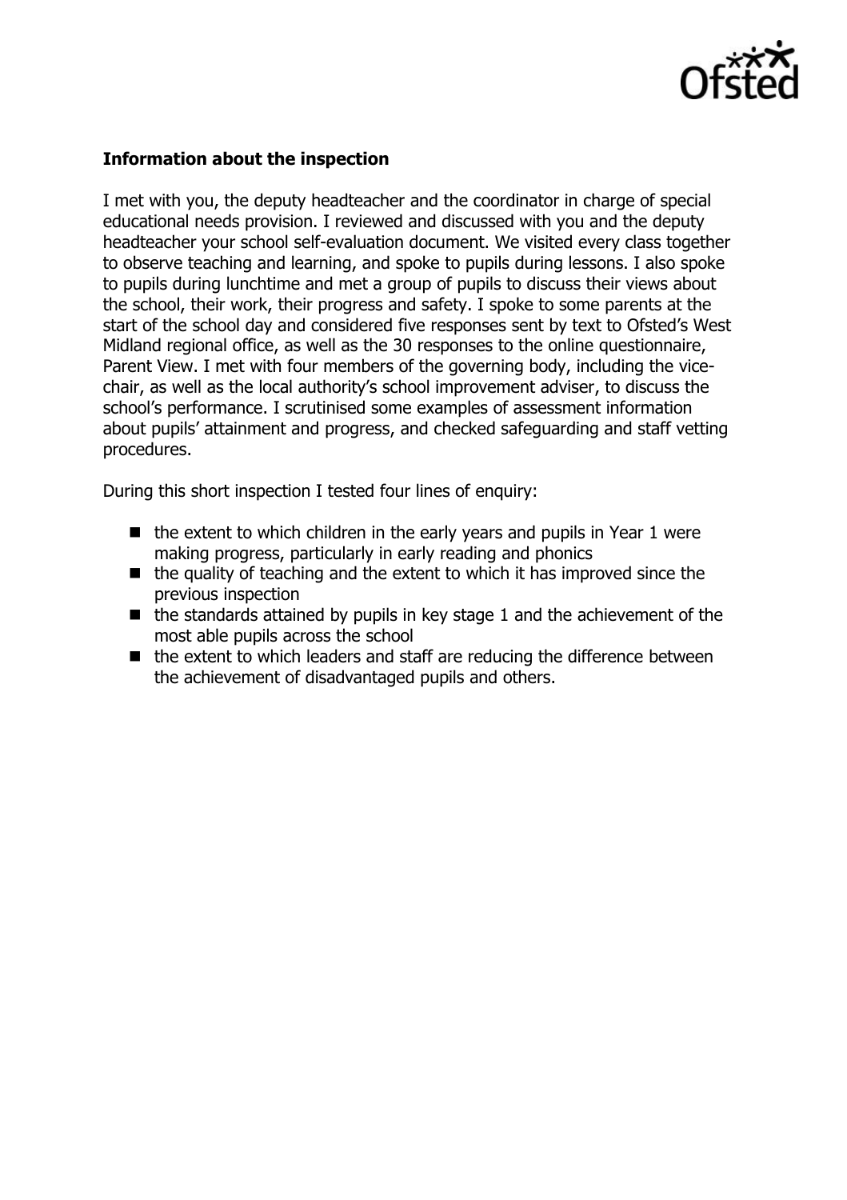**Information about the inspection**

I met with you, the deputy headteacher and the coordinator in charge of special educational needs provision. I reviewed and discussed with you and the deputy headteacher your school self-evaluation document. We visited every class together to observe teaching and learning, and spoke to pupils during lessons. I also spoke to pupils during lunchtime and met a group of pupils to discuss their views about the school, their work, their progress and safety. I spoke to some parents at the start of the school day and considered five responses sent by text to Ofsted's West Midland regional office, as well as the 30 responses to the online questionnaire, Parent View. I met with four members of the governing body, including the vice-chair, as well as the local authority's school improvement adviser, to discuss the school's performance. I scrutinised some examples of assessment information about pupils' attainment and progress, and checked safeguarding and staff vetting procedures.

During this short inspection I tested four lines of enquiry:

- the extent to which children in the early years and pupils in Year 1 were making progress, particularly in early reading and phonics
- the quality of teaching and the extent to which it has improved since the previous inspection
- the standards attained by pupils in key stage 1 and the achievement of the most able pupils across the school
- the extent to which leaders and staff are reducing the difference between the achievement of disadvantaged pupils and others.